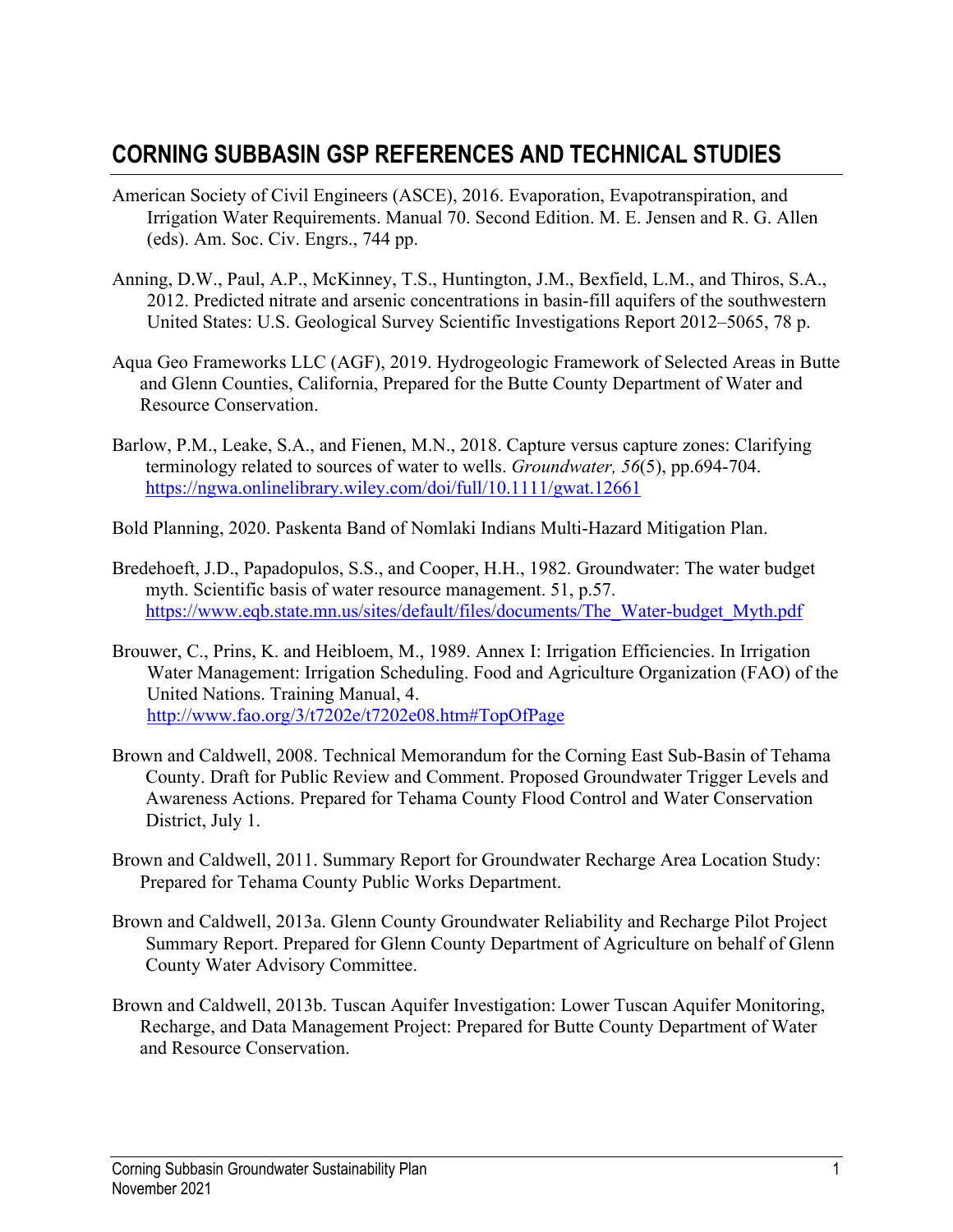# CORNING SUBBASIN GSP REFERENCES AND TECHNICAL STUDIES

American Society of Civil Engineers (ASCE), 2016. Evaporation, Evapotranspiration, and Irrigation Water Requirements. Manual 70. Second Edition. M. E. Jensen and R. G. Allen (eds). Am. Soc. Civ. Engrs., 744 pp.

Anning, D.W., Paul, A.P., McKinney, T.S., Huntington, J.M., Bexfield, L.M., and Thiros, S.A., 2012. Predicted nitrate and arsenic concentrations in basin-fill aquifers of the southwestern United States: U.S. Geological Survey Scientific Investigations Report 2012–5065, 78 p.

Aqua Geo Frameworks LLC (AGF), 2019. Hydrogeologic Framework of Selected Areas in Butte and Glenn Counties, California, Prepared for the Butte County Department of Water and Resource Conservation.

Barlow, P.M., Leake, S.A., and Fienen, M.N., 2018. Capture versus capture zones: Clarifying terminology related to sources of water to wells. *Groundwater, 56*(5), pp.694-704. https://ngwa.onlinelibrary.wiley.com/doi/full/10.1111/gwat.12661

Bold Planning, 2020. Paskenta Band of Nomlaki Indians Multi-Hazard Mitigation Plan.

Bredehoeft, J.D., Papadopulos, S.S., and Cooper, H.H., 1982. Groundwater: The water budget myth. Scientific basis of water resource management. 51, p.57. https://www.eqb.state.mn.us/sites/default/files/documents/The_Water-budget_Myth.pdf

Brouwer, C., Prins, K. and Heibloem, M., 1989. Annex I: Irrigation Efficiencies. In Irrigation Water Management: Irrigation Scheduling. Food and Agriculture Organization (FAO) of the United Nations. Training Manual, 4. http://www.fao.org/3/t7202e/t7202e08.htm#TopOfPage

Brown and Caldwell, 2008. Technical Memorandum for the Corning East Sub-Basin of Tehama County. Draft for Public Review and Comment. Proposed Groundwater Trigger Levels and Awareness Actions. Prepared for Tehama County Flood Control and Water Conservation District, July 1.

Brown and Caldwell, 2011. Summary Report for Groundwater Recharge Area Location Study: Prepared for Tehama County Public Works Department.

Brown and Caldwell, 2013a. Glenn County Groundwater Reliability and Recharge Pilot Project Summary Report. Prepared for Glenn County Department of Agriculture on behalf of Glenn County Water Advisory Committee.

Brown and Caldwell, 2013b. Tuscan Aquifer Investigation: Lower Tuscan Aquifer Monitoring, Recharge, and Data Management Project: Prepared for Butte County Department of Water and Resource Conservation.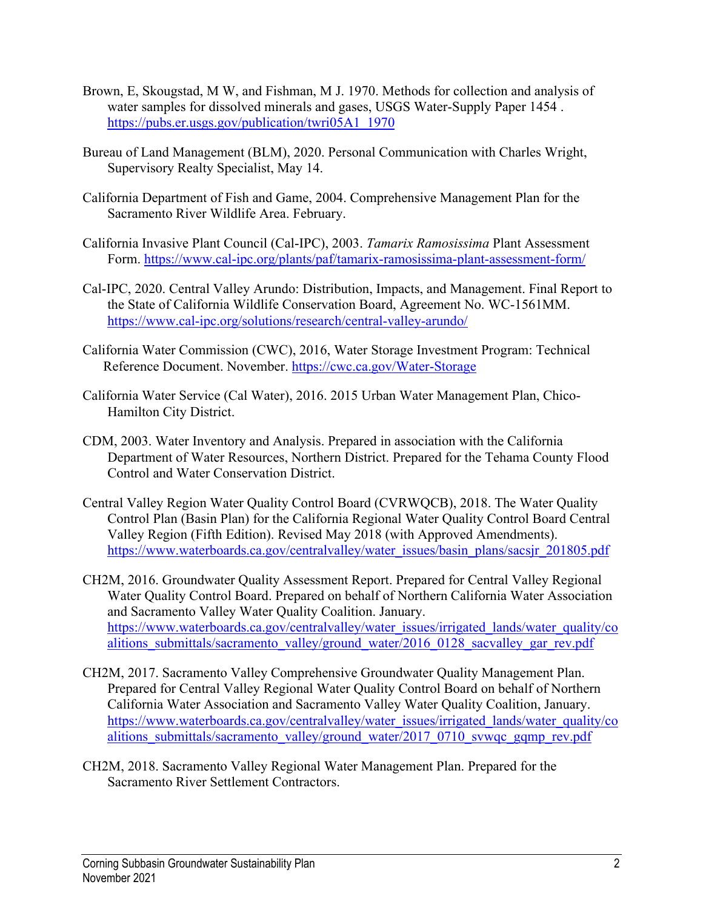Brown, E, Skougstad, M W, and Fishman, M J. 1970. Methods for collection and analysis of water samples for dissolved minerals and gases, USGS Water-Supply Paper 1454 . https://pubs.er.usgs.gov/publication/twri05A1_1970

Bureau of Land Management (BLM), 2020. Personal Communication with Charles Wright, Supervisory Realty Specialist, May 14.

California Department of Fish and Game, 2004. Comprehensive Management Plan for the Sacramento River Wildlife Area. February.

California Invasive Plant Council (Cal-IPC), 2003. *Tamarix Ramosissima* Plant Assessment Form. https://www.cal-ipc.org/plants/paf/tamarix-ramosissima-plant-assessment-form/

Cal-IPC, 2020. Central Valley Arundo: Distribution, Impacts, and Management. Final Report to the State of California Wildlife Conservation Board, Agreement No. WC-1561MM. https://www.cal-ipc.org/solutions/research/central-valley-arundo/

California Water Commission (CWC), 2016, Water Storage Investment Program: Technical Reference Document. November. https://cwc.ca.gov/Water-Storage

California Water Service (Cal Water), 2016. 2015 Urban Water Management Plan, Chico-Hamilton City District.

CDM, 2003. Water Inventory and Analysis. Prepared in association with the California Department of Water Resources, Northern District. Prepared for the Tehama County Flood Control and Water Conservation District.

Central Valley Region Water Quality Control Board (CVRWQCB), 2018. The Water Quality Control Plan (Basin Plan) for the California Regional Water Quality Control Board Central Valley Region (Fifth Edition). Revised May 2018 (with Approved Amendments). https://www.waterboards.ca.gov/centralvalley/water_issues/basin_plans/sacsjr_201805.pdf

CH2M, 2016. Groundwater Quality Assessment Report. Prepared for Central Valley Regional Water Quality Control Board. Prepared on behalf of Northern California Water Association and Sacramento Valley Water Quality Coalition. January. https://www.waterboards.ca.gov/centralvalley/water_issues/irrigated_lands/water_quality/coalitions_submittals/sacramento_valley/ground_water/2016_0128_sacvalley_gar_rev.pdf

CH2M, 2017. Sacramento Valley Comprehensive Groundwater Quality Management Plan. Prepared for Central Valley Regional Water Quality Control Board on behalf of Northern California Water Association and Sacramento Valley Water Quality Coalition, January. https://www.waterboards.ca.gov/centralvalley/water_issues/irrigated_lands/water_quality/coalitions_submittals/sacramento_valley/ground_water/2017_0710_svwqc_gqmp_rev.pdf

CH2M, 2018. Sacramento Valley Regional Water Management Plan. Prepared for the Sacramento River Settlement Contractors.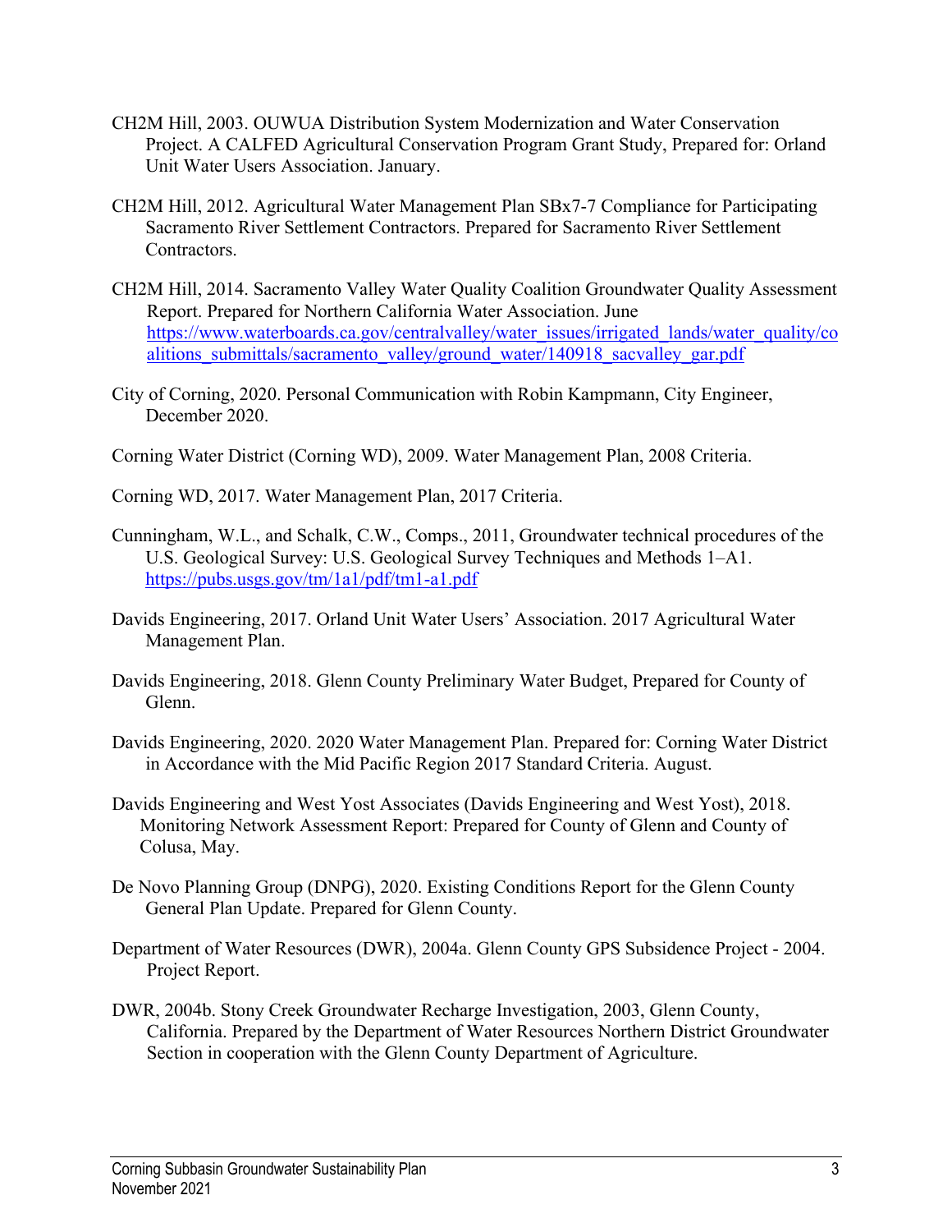CH2M Hill, 2003. OUWUA Distribution System Modernization and Water Conservation Project. A CALFED Agricultural Conservation Program Grant Study, Prepared for: Orland Unit Water Users Association. January.

CH2M Hill, 2012. Agricultural Water Management Plan SBx7-7 Compliance for Participating Sacramento River Settlement Contractors. Prepared for Sacramento River Settlement Contractors.

CH2M Hill, 2014. Sacramento Valley Water Quality Coalition Groundwater Quality Assessment Report. Prepared for Northern California Water Association. June https://www.waterboards.ca.gov/centralvalley/water_issues/irrigated_lands/water_quality/coalitions_submittals/sacramento_valley/ground_water/140918_sacvalley_gar.pdf

City of Corning, 2020. Personal Communication with Robin Kampmann, City Engineer, December 2020.

Corning Water District (Corning WD), 2009. Water Management Plan, 2008 Criteria.

Corning WD, 2017. Water Management Plan, 2017 Criteria.

Cunningham, W.L., and Schalk, C.W., Comps., 2011, Groundwater technical procedures of the U.S. Geological Survey: U.S. Geological Survey Techniques and Methods 1–A1. https://pubs.usgs.gov/tm/1a1/pdf/tm1-a1.pdf

Davids Engineering, 2017. Orland Unit Water Users' Association. 2017 Agricultural Water Management Plan.

Davids Engineering, 2018. Glenn County Preliminary Water Budget, Prepared for County of Glenn.

Davids Engineering, 2020. 2020 Water Management Plan. Prepared for: Corning Water District in Accordance with the Mid Pacific Region 2017 Standard Criteria. August.

Davids Engineering and West Yost Associates (Davids Engineering and West Yost), 2018. Monitoring Network Assessment Report: Prepared for County of Glenn and County of Colusa, May.

De Novo Planning Group (DNPG), 2020. Existing Conditions Report for the Glenn County General Plan Update. Prepared for Glenn County.

Department of Water Resources (DWR), 2004a. Glenn County GPS Subsidence Project - 2004. Project Report.

DWR, 2004b. Stony Creek Groundwater Recharge Investigation, 2003, Glenn County, California. Prepared by the Department of Water Resources Northern District Groundwater Section in cooperation with the Glenn County Department of Agriculture.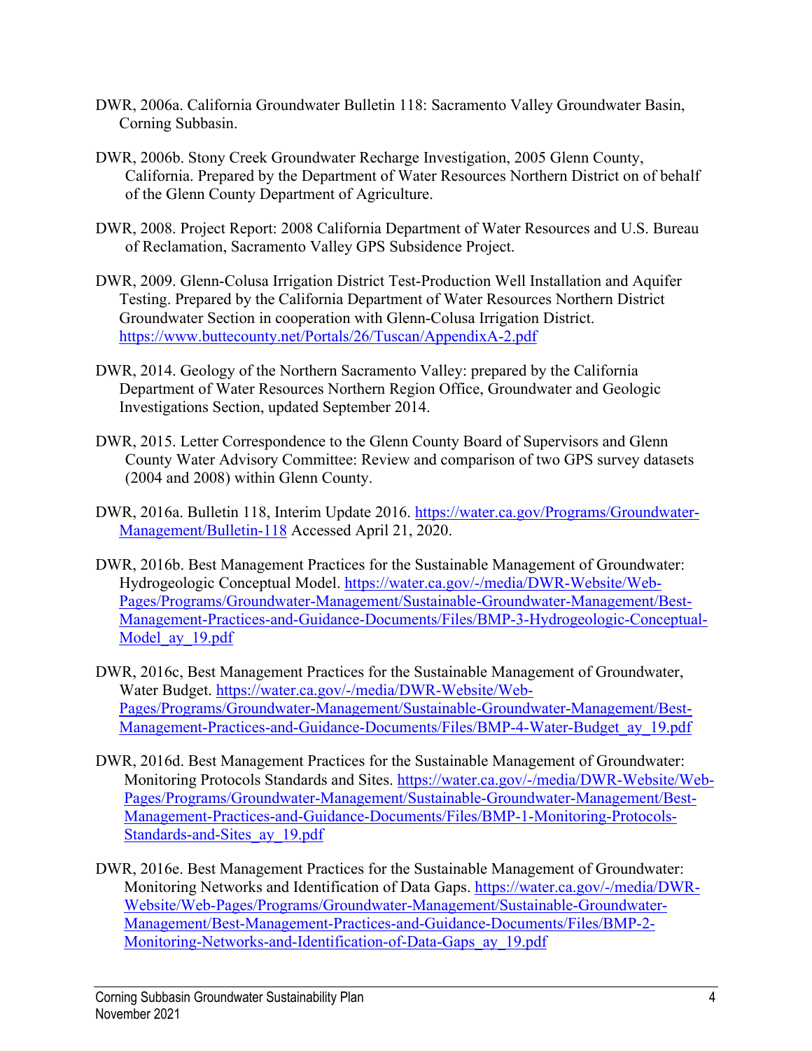DWR, 2006a. California Groundwater Bulletin 118: Sacramento Valley Groundwater Basin, Corning Subbasin.

DWR, 2006b. Stony Creek Groundwater Recharge Investigation, 2005 Glenn County, California. Prepared by the Department of Water Resources Northern District on of behalf of the Glenn County Department of Agriculture.

DWR, 2008. Project Report: 2008 California Department of Water Resources and U.S. Bureau of Reclamation, Sacramento Valley GPS Subsidence Project.

DWR, 2009. Glenn-Colusa Irrigation District Test-Production Well Installation and Aquifer Testing. Prepared by the California Department of Water Resources Northern District Groundwater Section in cooperation with Glenn-Colusa Irrigation District. https://www.buttecounty.net/Portals/26/Tuscan/AppendixA-2.pdf

DWR, 2014. Geology of the Northern Sacramento Valley: prepared by the California Department of Water Resources Northern Region Office, Groundwater and Geologic Investigations Section, updated September 2014.

DWR, 2015. Letter Correspondence to the Glenn County Board of Supervisors and Glenn County Water Advisory Committee: Review and comparison of two GPS survey datasets (2004 and 2008) within Glenn County.

DWR, 2016a. Bulletin 118, Interim Update 2016. https://water.ca.gov/Programs/Groundwater-Management/Bulletin-118 Accessed April 21, 2020.

DWR, 2016b. Best Management Practices for the Sustainable Management of Groundwater: Hydrogeologic Conceptual Model. https://water.ca.gov/-/media/DWR-Website/Web-Pages/Programs/Groundwater-Management/Sustainable-Groundwater-Management/Best-Management-Practices-and-Guidance-Documents/Files/BMP-3-Hydrogeologic-Conceptual-Model_ay_19.pdf

DWR, 2016c, Best Management Practices for the Sustainable Management of Groundwater, Water Budget. https://water.ca.gov/-/media/DWR-Website/Web-Pages/Programs/Groundwater-Management/Sustainable-Groundwater-Management/Best-Management-Practices-and-Guidance-Documents/Files/BMP-4-Water-Budget_ay_19.pdf

DWR, 2016d. Best Management Practices for the Sustainable Management of Groundwater: Monitoring Protocols Standards and Sites. https://water.ca.gov/-/media/DWR-Website/Web-Pages/Programs/Groundwater-Management/Sustainable-Groundwater-Management/Best-Management-Practices-and-Guidance-Documents/Files/BMP-1-Monitoring-Protocols-Standards-and-Sites_ay_19.pdf

DWR, 2016e. Best Management Practices for the Sustainable Management of Groundwater: Monitoring Networks and Identification of Data Gaps. https://water.ca.gov/-/media/DWR-Website/Web-Pages/Programs/Groundwater-Management/Sustainable-Groundwater-Management/Best-Management-Practices-and-Guidance-Documents/Files/BMP-2-Monitoring-Networks-and-Identification-of-Data-Gaps_ay_19.pdf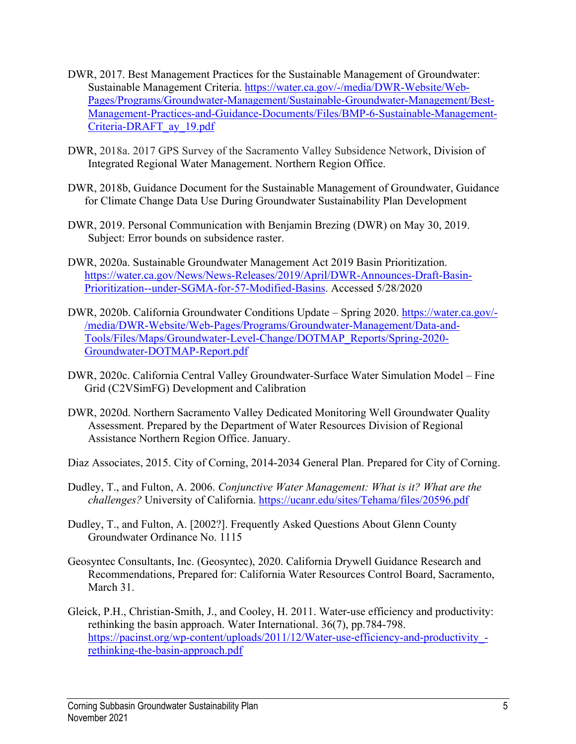DWR, 2017. Best Management Practices for the Sustainable Management of Groundwater: Sustainable Management Criteria. https://water.ca.gov/-/media/DWR-Website/Web-Pages/Programs/Groundwater-Management/Sustainable-Groundwater-Management/Best-Management-Practices-and-Guidance-Documents/Files/BMP-6-Sustainable-Management-Criteria-DRAFT_ay_19.pdf

DWR, 2018a. 2017 GPS Survey of the Sacramento Valley Subsidence Network, Division of Integrated Regional Water Management. Northern Region Office.

DWR, 2018b, Guidance Document for the Sustainable Management of Groundwater, Guidance for Climate Change Data Use During Groundwater Sustainability Plan Development

DWR, 2019. Personal Communication with Benjamin Brezing (DWR) on May 30, 2019. Subject: Error bounds on subsidence raster.

DWR, 2020a. Sustainable Groundwater Management Act 2019 Basin Prioritization. https://water.ca.gov/News/News-Releases/2019/April/DWR-Announces-Draft-Basin-Prioritization--under-SGMA-for-57-Modified-Basins. Accessed 5/28/2020

DWR, 2020b. California Groundwater Conditions Update – Spring 2020. https://water.ca.gov/-/media/DWR-Website/Web-Pages/Programs/Groundwater-Management/Data-and-Tools/Files/Maps/Groundwater-Level-Change/DOTMAP_Reports/Spring-2020-Groundwater-DOTMAP-Report.pdf

DWR, 2020c. California Central Valley Groundwater-Surface Water Simulation Model – Fine Grid (C2VSimFG) Development and Calibration

DWR, 2020d. Northern Sacramento Valley Dedicated Monitoring Well Groundwater Quality Assessment. Prepared by the Department of Water Resources Division of Regional Assistance Northern Region Office. January.

Diaz Associates, 2015. City of Corning, 2014-2034 General Plan. Prepared for City of Corning.

Dudley, T., and Fulton, A. 2006. *Conjunctive Water Management: What is it? What are the challenges?* University of California. https://ucanr.edu/sites/Tehama/files/20596.pdf

Dudley, T., and Fulton, A. [2002?]. Frequently Asked Questions About Glenn County Groundwater Ordinance No. 1115

Geosyntec Consultants, Inc. (Geosyntec), 2020. California Drywell Guidance Research and Recommendations, Prepared for: California Water Resources Control Board, Sacramento, March 31.

Gleick, P.H., Christian-Smith, J., and Cooley, H. 2011. Water-use efficiency and productivity: rethinking the basin approach. Water International. 36(7), pp.784-798. https://pacinst.org/wp-content/uploads/2011/12/Water-use-efficiency-and-productivity_-rethinking-the-basin-approach.pdf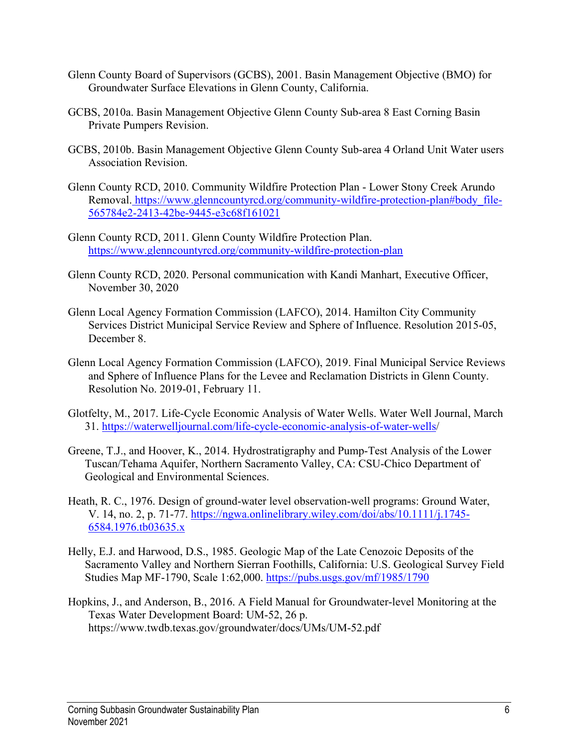Glenn County Board of Supervisors (GCBS), 2001. Basin Management Objective (BMO) for Groundwater Surface Elevations in Glenn County, California.

GCBS, 2010a. Basin Management Objective Glenn County Sub-area 8 East Corning Basin Private Pumpers Revision.

GCBS, 2010b. Basin Management Objective Glenn County Sub-area 4 Orland Unit Water users Association Revision.

Glenn County RCD, 2010. Community Wildfire Protection Plan - Lower Stony Creek Arundo Removal. https://www.glenncountyrcd.org/community-wildfire-protection-plan#body_file-565784e2-2413-42be-9445-e3c68f161021

Glenn County RCD, 2011. Glenn County Wildfire Protection Plan. https://www.glenncountyrcd.org/community-wildfire-protection-plan

Glenn County RCD, 2020. Personal communication with Kandi Manhart, Executive Officer, November 30, 2020

Glenn Local Agency Formation Commission (LAFCO), 2014. Hamilton City Community Services District Municipal Service Review and Sphere of Influence. Resolution 2015-05, December 8.

Glenn Local Agency Formation Commission (LAFCO), 2019. Final Municipal Service Reviews and Sphere of Influence Plans for the Levee and Reclamation Districts in Glenn County. Resolution No. 2019-01, February 11.

Glotfelty, M., 2017. Life-Cycle Economic Analysis of Water Wells. Water Well Journal, March 31. https://waterwelljournal.com/life-cycle-economic-analysis-of-water-wells/

Greene, T.J., and Hoover, K., 2014. Hydrostratigraphy and Pump-Test Analysis of the Lower Tuscan/Tehama Aquifer, Northern Sacramento Valley, CA: CSU-Chico Department of Geological and Environmental Sciences.

Heath, R. C., 1976. Design of ground-water level observation-well programs: Ground Water, V. 14, no. 2, p. 71-77. https://ngwa.onlinelibrary.wiley.com/doi/abs/10.1111/j.1745-6584.1976.tb03635.x

Helly, E.J. and Harwood, D.S., 1985. Geologic Map of the Late Cenozoic Deposits of the Sacramento Valley and Northern Sierran Foothills, California: U.S. Geological Survey Field Studies Map MF-1790, Scale 1:62,000. https://pubs.usgs.gov/mf/1985/1790

Hopkins, J., and Anderson, B., 2016. A Field Manual for Groundwater-level Monitoring at the Texas Water Development Board: UM-52, 26 p. https://www.twdb.texas.gov/groundwater/docs/UMs/UM-52.pdf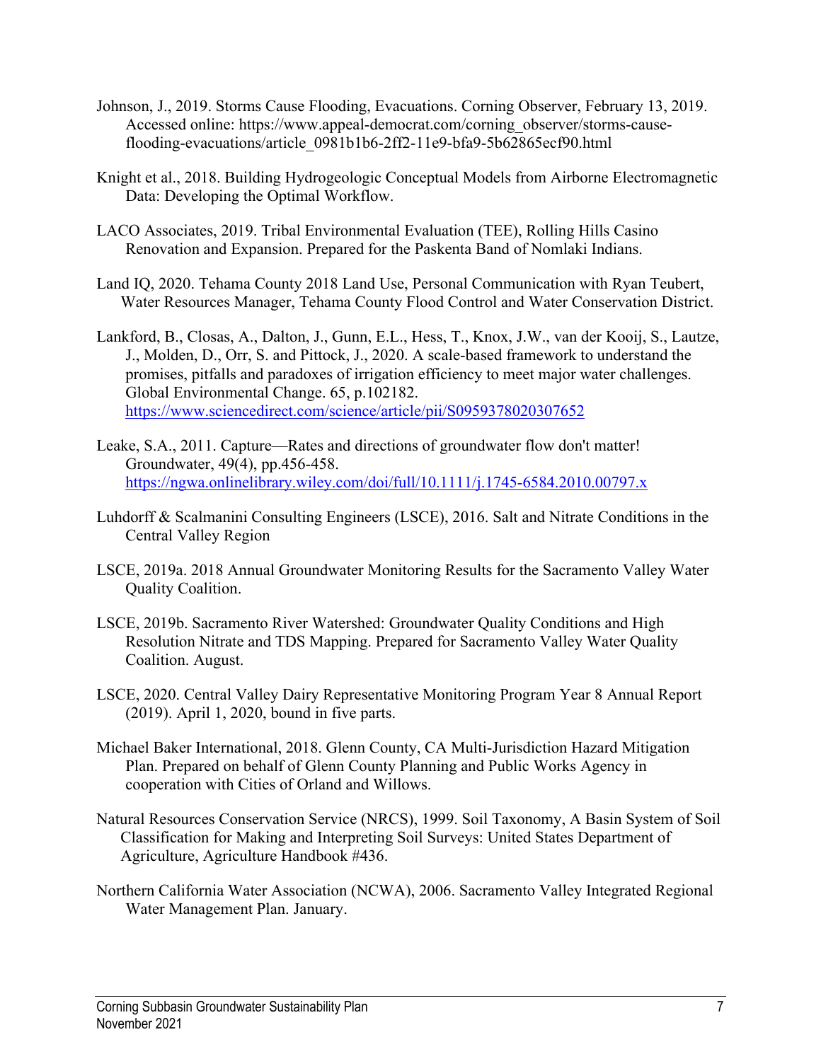Johnson, J., 2019. Storms Cause Flooding, Evacuations. Corning Observer, February 13, 2019. Accessed online: https://www.appeal-democrat.com/corning_observer/storms-cause-flooding-evacuations/article_0981b1b6-2ff2-11e9-bfa9-5b62865ecf90.html

Knight et al., 2018. Building Hydrogeologic Conceptual Models from Airborne Electromagnetic Data: Developing the Optimal Workflow.

LACO Associates, 2019. Tribal Environmental Evaluation (TEE), Rolling Hills Casino Renovation and Expansion. Prepared for the Paskenta Band of Nomlaki Indians.

Land IQ, 2020. Tehama County 2018 Land Use, Personal Communication with Ryan Teubert, Water Resources Manager, Tehama County Flood Control and Water Conservation District.

Lankford, B., Closas, A., Dalton, J., Gunn, E.L., Hess, T., Knox, J.W., van der Kooij, S., Lautze, J., Molden, D., Orr, S. and Pittock, J., 2020. A scale-based framework to understand the promises, pitfalls and paradoxes of irrigation efficiency to meet major water challenges. Global Environmental Change. 65, p.102182. https://www.sciencedirect.com/science/article/pii/S0959378020307652

Leake, S.A., 2011. Capture—Rates and directions of groundwater flow don't matter! Groundwater, 49(4), pp.456-458. https://ngwa.onlinelibrary.wiley.com/doi/full/10.1111/j.1745-6584.2010.00797.x

Luhdorff & Scalmanini Consulting Engineers (LSCE), 2016. Salt and Nitrate Conditions in the Central Valley Region

LSCE, 2019a. 2018 Annual Groundwater Monitoring Results for the Sacramento Valley Water Quality Coalition.

LSCE, 2019b. Sacramento River Watershed: Groundwater Quality Conditions and High Resolution Nitrate and TDS Mapping. Prepared for Sacramento Valley Water Quality Coalition. August.

LSCE, 2020. Central Valley Dairy Representative Monitoring Program Year 8 Annual Report (2019). April 1, 2020, bound in five parts.

Michael Baker International, 2018. Glenn County, CA Multi-Jurisdiction Hazard Mitigation Plan. Prepared on behalf of Glenn County Planning and Public Works Agency in cooperation with Cities of Orland and Willows.

Natural Resources Conservation Service (NRCS), 1999. Soil Taxonomy, A Basin System of Soil Classification for Making and Interpreting Soil Surveys: United States Department of Agriculture, Agriculture Handbook #436.

Northern California Water Association (NCWA), 2006. Sacramento Valley Integrated Regional Water Management Plan. January.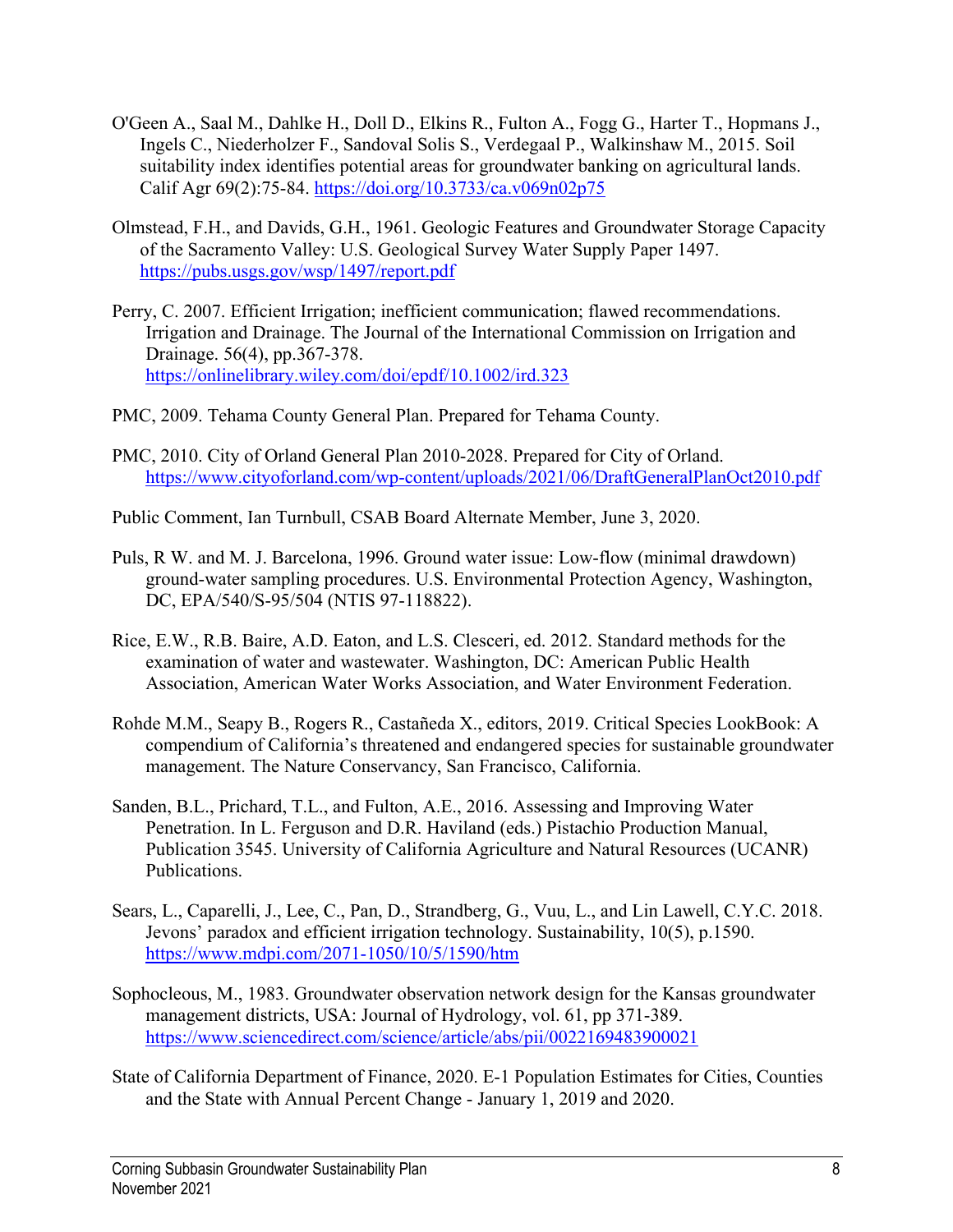O'Geen A., Saal M., Dahlke H., Doll D., Elkins R., Fulton A., Fogg G., Harter T., Hopmans J., Ingels C., Niederholzer F., Sandoval Solis S., Verdegaal P., Walkinshaw M., 2015. Soil suitability index identifies potential areas for groundwater banking on agricultural lands. Calif Agr 69(2):75-84. https://doi.org/10.3733/ca.v069n02p75

Olmstead, F.H., and Davids, G.H., 1961. Geologic Features and Groundwater Storage Capacity of the Sacramento Valley: U.S. Geological Survey Water Supply Paper 1497. https://pubs.usgs.gov/wsp/1497/report.pdf

Perry, C. 2007. Efficient Irrigation; inefficient communication; flawed recommendations. Irrigation and Drainage. The Journal of the International Commission on Irrigation and Drainage. 56(4), pp.367-378. https://onlinelibrary.wiley.com/doi/epdf/10.1002/ird.323

PMC, 2009. Tehama County General Plan. Prepared for Tehama County.

PMC, 2010. City of Orland General Plan 2010-2028. Prepared for City of Orland. https://www.cityoforland.com/wp-content/uploads/2021/06/DraftGeneralPlanOct2010.pdf

Public Comment, Ian Turnbull, CSAB Board Alternate Member, June 3, 2020.

Puls, R W. and M. J. Barcelona, 1996. Ground water issue: Low-flow (minimal drawdown) ground-water sampling procedures. U.S. Environmental Protection Agency, Washington, DC, EPA/540/S-95/504 (NTIS 97-118822).

Rice, E.W., R.B. Baire, A.D. Eaton, and L.S. Clesceri, ed. 2012. Standard methods for the examination of water and wastewater. Washington, DC: American Public Health Association, American Water Works Association, and Water Environment Federation.

Rohde M.M., Seapy B., Rogers R., Castañeda X., editors, 2019. Critical Species LookBook: A compendium of California's threatened and endangered species for sustainable groundwater management. The Nature Conservancy, San Francisco, California.

Sanden, B.L., Prichard, T.L., and Fulton, A.E., 2016. Assessing and Improving Water Penetration. In L. Ferguson and D.R. Haviland (eds.) Pistachio Production Manual, Publication 3545. University of California Agriculture and Natural Resources (UCANR) Publications.

Sears, L., Caparelli, J., Lee, C., Pan, D., Strandberg, G., Vuu, L., and Lin Lawell, C.Y.C. 2018. Jevons' paradox and efficient irrigation technology. Sustainability, 10(5), p.1590. https://www.mdpi.com/2071-1050/10/5/1590/htm

Sophocleous, M., 1983. Groundwater observation network design for the Kansas groundwater management districts, USA: Journal of Hydrology, vol. 61, pp 371-389. https://www.sciencedirect.com/science/article/abs/pii/0022169483900021

State of California Department of Finance, 2020. E-1 Population Estimates for Cities, Counties and the State with Annual Percent Change - January 1, 2019 and 2020.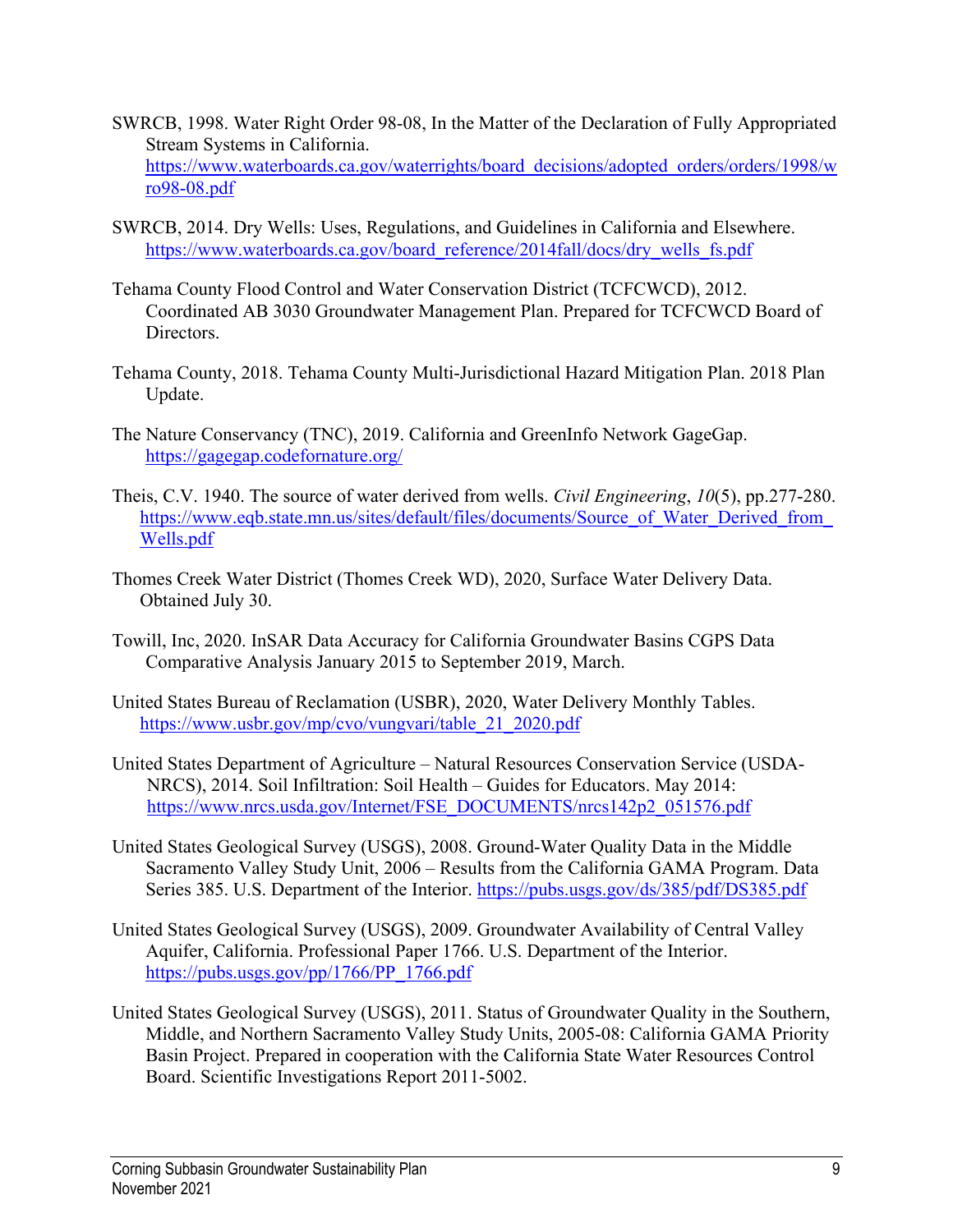SWRCB, 1998. Water Right Order 98-08, In the Matter of the Declaration of Fully Appropriated Stream Systems in California. https://www.waterboards.ca.gov/waterrights/board_decisions/adopted_orders/orders/1998/wro98-08.pdf

SWRCB, 2014. Dry Wells: Uses, Regulations, and Guidelines in California and Elsewhere. https://www.waterboards.ca.gov/board_reference/2014fall/docs/dry_wells_fs.pdf

Tehama County Flood Control and Water Conservation District (TCFCWCD), 2012. Coordinated AB 3030 Groundwater Management Plan. Prepared for TCFCWCD Board of Directors.

Tehama County, 2018. Tehama County Multi-Jurisdictional Hazard Mitigation Plan. 2018 Plan Update.

The Nature Conservancy (TNC), 2019. California and GreenInfo Network GageGap. https://gagegap.codefornature.org/

Theis, C.V. 1940. The source of water derived from wells. *Civil Engineering*, *10*(5), pp.277-280. https://www.eqb.state.mn.us/sites/default/files/documents/Source_of_Water_Derived_from_Wells.pdf

Thomes Creek Water District (Thomes Creek WD), 2020, Surface Water Delivery Data. Obtained July 30.

Towill, Inc, 2020. InSAR Data Accuracy for California Groundwater Basins CGPS Data Comparative Analysis January 2015 to September 2019, March.

United States Bureau of Reclamation (USBR), 2020, Water Delivery Monthly Tables. https://www.usbr.gov/mp/cvo/vungvari/table_21_2020.pdf

United States Department of Agriculture – Natural Resources Conservation Service (USDA-NRCS), 2014. Soil Infiltration: Soil Health – Guides for Educators. May 2014: https://www.nrcs.usda.gov/Internet/FSE_DOCUMENTS/nrcs142p2_051576.pdf

United States Geological Survey (USGS), 2008. Ground-Water Quality Data in the Middle Sacramento Valley Study Unit, 2006 – Results from the California GAMA Program. Data Series 385. U.S. Department of the Interior. https://pubs.usgs.gov/ds/385/pdf/DS385.pdf

United States Geological Survey (USGS), 2009. Groundwater Availability of Central Valley Aquifer, California. Professional Paper 1766. U.S. Department of the Interior. https://pubs.usgs.gov/pp/1766/PP_1766.pdf

United States Geological Survey (USGS), 2011. Status of Groundwater Quality in the Southern, Middle, and Northern Sacramento Valley Study Units, 2005-08: California GAMA Priority Basin Project. Prepared in cooperation with the California State Water Resources Control Board. Scientific Investigations Report 2011-5002.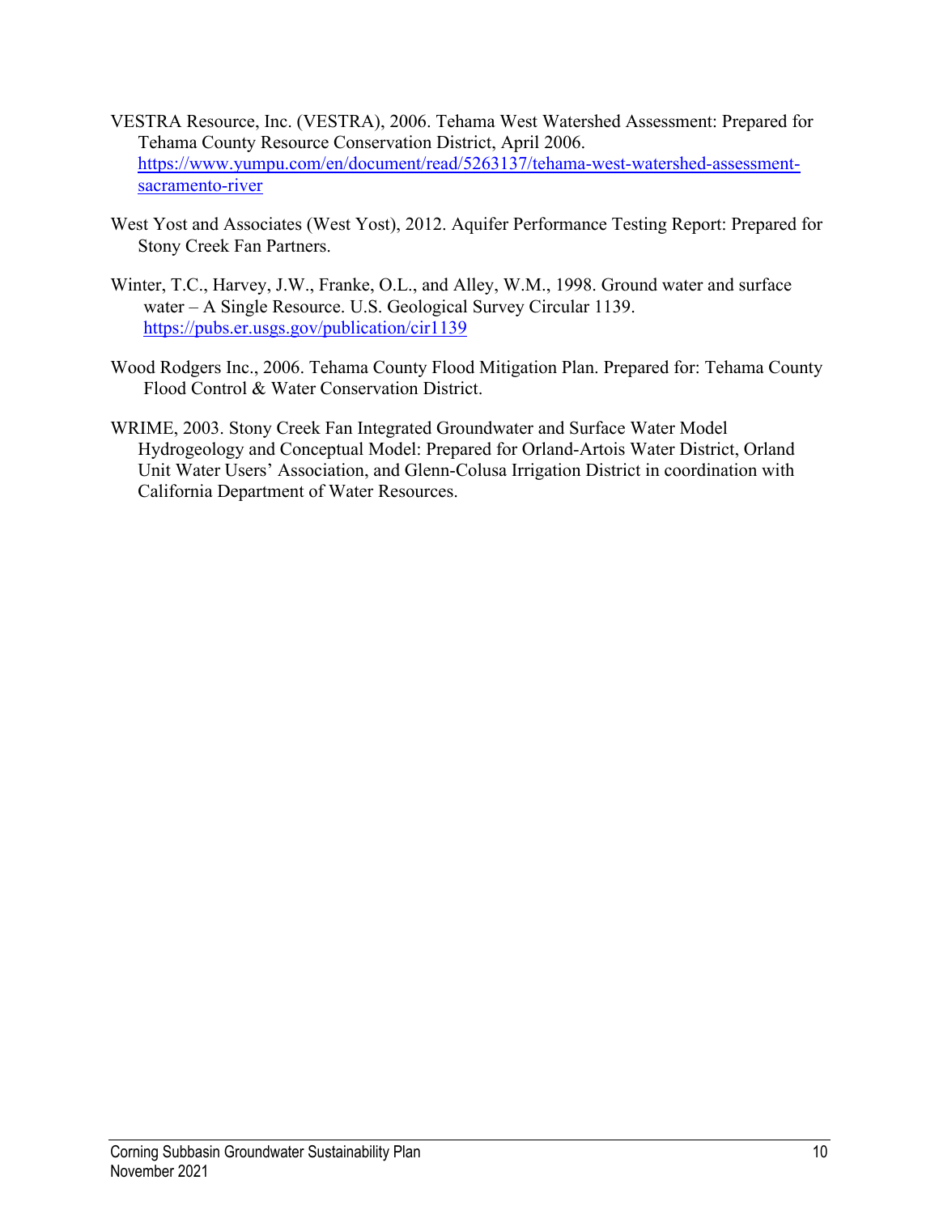VESTRA Resource, Inc. (VESTRA), 2006. Tehama West Watershed Assessment: Prepared for Tehama County Resource Conservation District, April 2006. https://www.yumpu.com/en/document/read/5263137/tehama-west-watershed-assessment-sacramento-river

West Yost and Associates (West Yost), 2012. Aquifer Performance Testing Report: Prepared for Stony Creek Fan Partners.

Winter, T.C., Harvey, J.W., Franke, O.L., and Alley, W.M., 1998. Ground water and surface water – A Single Resource. U.S. Geological Survey Circular 1139. https://pubs.er.usgs.gov/publication/cir1139

Wood Rodgers Inc., 2006. Tehama County Flood Mitigation Plan. Prepared for: Tehama County Flood Control & Water Conservation District.

WRIME, 2003. Stony Creek Fan Integrated Groundwater and Surface Water Model Hydrogeology and Conceptual Model: Prepared for Orland-Artois Water District, Orland Unit Water Users' Association, and Glenn-Colusa Irrigation District in coordination with California Department of Water Resources.